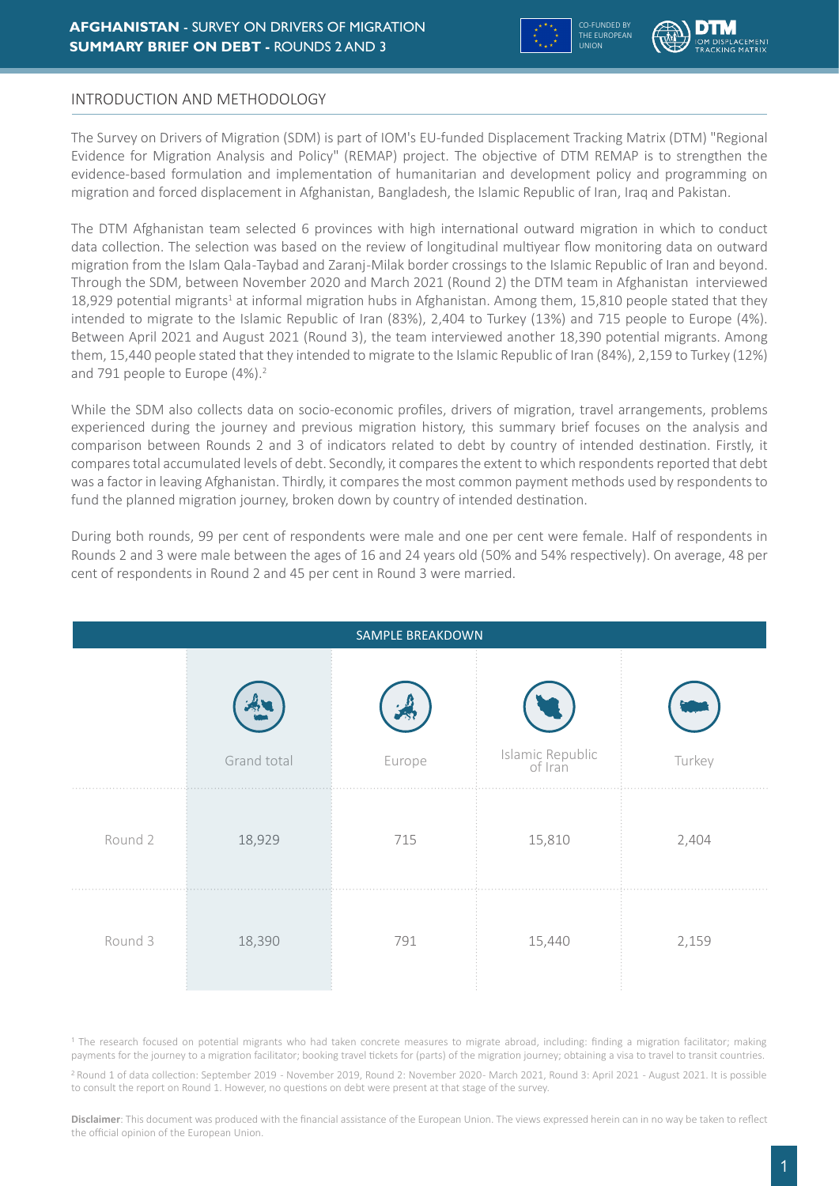# AFGHANISTAN - SURVEY ON DRIVERS OF MIGRATION
# SUMMARY BRIEF ON DEBT - ROUNDS 2 AND 3

CO-FUNDED BY THE EUROPEAN UNION

## INTRODUCTION AND METHODOLOGY

The Survey on Drivers of Migration (SDM) is part of IOM's EU-funded Displacement Tracking Matrix (DTM) "Regional Evidence for Migration Analysis and Policy" (REMAP) project. The objective of DTM REMAP is to strengthen the evidence-based formulation and implementation of humanitarian and development policy and programming on migration and forced displacement in Afghanistan, Bangladesh, the Islamic Republic of Iran, Iraq and Pakistan.

The DTM Afghanistan team selected 6 provinces with high international outward migration in which to conduct data collection. The selection was based on the review of longitudinal multiyear flow monitoring data on outward migration from the Islam Qala-Taybad and Zaranj-Milak border crossings to the Islamic Republic of Iran and beyond. Through the SDM, between November 2020 and March 2021 (Round 2) the DTM team in Afghanistan interviewed 18,929 potential migrants[1] at informal migration hubs in Afghanistan. Among them, 15,810 people stated that they intended to migrate to the Islamic Republic of Iran (83%), 2,404 to Turkey (13%) and 715 people to Europe (4%). Between April 2021 and August 2021 (Round 3), the team interviewed another 18,390 potential migrants. Among them, 15,440 people stated that they intended to migrate to the Islamic Republic of Iran (84%), 2,159 to Turkey (12%) and 791 people to Europe (4%).[2]

While the SDM also collects data on socio-economic profiles, drivers of migration, travel arrangements, problems experienced during the journey and previous migration history, this summary brief focuses on the analysis and comparison between Rounds 2 and 3 of indicators related to debt by country of intended destination. Firstly, it compares total accumulated levels of debt. Secondly, it compares the extent to which respondents reported that debt was a factor in leaving Afghanistan. Thirdly, it compares the most common payment methods used by respondents to fund the planned migration journey, broken down by country of intended destination.

During both rounds, 99 per cent of respondents were male and one per cent were female. Half of respondents in Rounds 2 and 3 were male between the ages of 16 and 24 years old (50% and 54% respectively). On average, 48 per cent of respondents in Round 2 and 45 per cent in Round 3 were married.

**SAMPLE BREAKDOWN**

| | Grand total | Europe | Islamic Republic of Iran | Turkey |
|---|---|---|---|---|
| Round 2 | 18,929 | 715 | 15,810 | 2,404 |
| Round 3 | 18,390 | 791 | 15,440 | 2,159 |

[1] The research focused on potential migrants who had taken concrete measures to migrate abroad, including: finding a migration facilitator; making payments for the journey to a migration facilitator; booking travel tickets for (parts) of the migration journey; obtaining a visa to travel to transit countries.

[2] Round 1 of data collection: September 2019 - November 2019, Round 2: November 2020- March 2021, Round 3: April 2021 - August 2021. It is possible to consult the report on Round 1. However, no questions on debt were present at that stage of the survey.

**Disclaimer**: This document was produced with the financial assistance of the European Union. The views expressed herein can in no way be taken to reflect the official opinion of the European Union.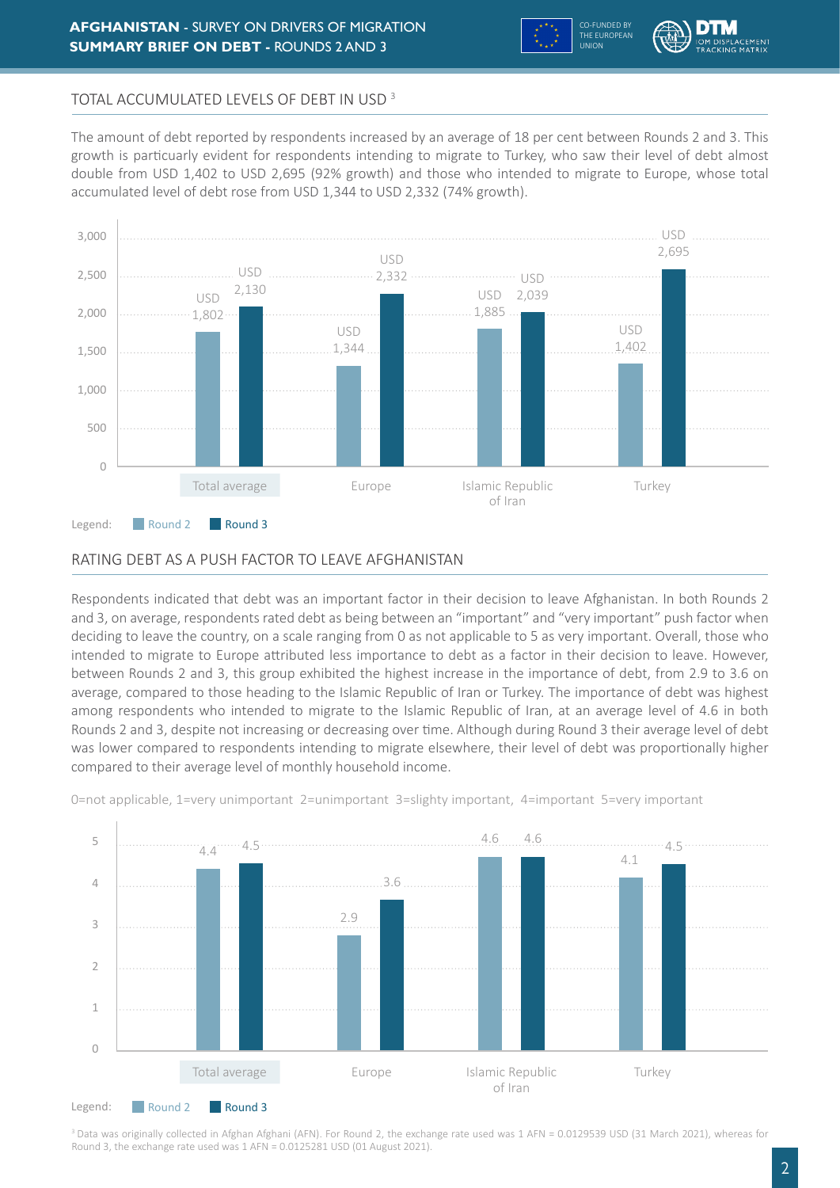## TOTAL ACCUMULATED LEVELS OF DEBT IN USD [3]

The amount of debt reported by respondents increased by an average of 18 per cent between Rounds 2 and 3. This growth is particuarly evident for respondents intending to migrate to Turkey, who saw their level of debt almost double from USD 1,402 to USD 2,695 (92% growth) and those who intended to migrate to Europe, whose total accumulated level of debt rose from USD 1,344 to USD 2,332 (74% growth).

| | Round 2 | Round 3 |
|---|---|---|
| Total average | USD 1,802 | USD 2,130 |
| Europe | USD 1,344 | USD 2,332 |
| Islamic Republic of Iran | USD 1,885 | USD 2,039 |
| Turkey | USD 1,402 | USD 2,695 |

## RATING DEBT AS A PUSH FACTOR TO LEAVE AFGHANISTAN

Respondents indicated that debt was an important factor in their decision to leave Afghanistan. In both Rounds 2 and 3, on average, respondents rated debt as being between an "important" and "very important" push factor when deciding to leave the country, on a scale ranging from 0 as not applicable to 5 as very important. Overall, those who intended to migrate to Europe attributed less importance to debt as a factor in their decision to leave. However, between Rounds 2 and 3, this group exhibited the highest increase in the importance of debt, from 2.9 to 3.6 on average, compared to those heading to the Islamic Republic of Iran or Turkey. The importance of debt was highest among respondents who intended to migrate to the Islamic Republic of Iran, at an average level of 4.6 in both Rounds 2 and 3, despite not increasing or decreasing over time. Although during Round 3 their average level of debt was lower compared to respondents intending to migrate elsewhere, their level of debt was proportionally higher compared to their average level of monthly household income.

0=not applicable, 1=very unimportant 2=unimportant 3=slighty important, 4=important 5=very important

| | Round 2 | Round 3 |
|---|---|---|
| Total average | 4.4 | 4.5 |
| Europe | 2.9 | 3.6 |
| Islamic Republic of Iran | 4.6 | 4.6 |
| Turkey | 4.1 | 4.5 |

[3] Data was originally collected in Afghan Afghani (AFN). For Round 2, the exchange rate used was 1 AFN = 0.0129539 USD (31 March 2021), whereas for Round 3, the exchange rate used was 1 AFN = 0.0125281 USD (01 August 2021).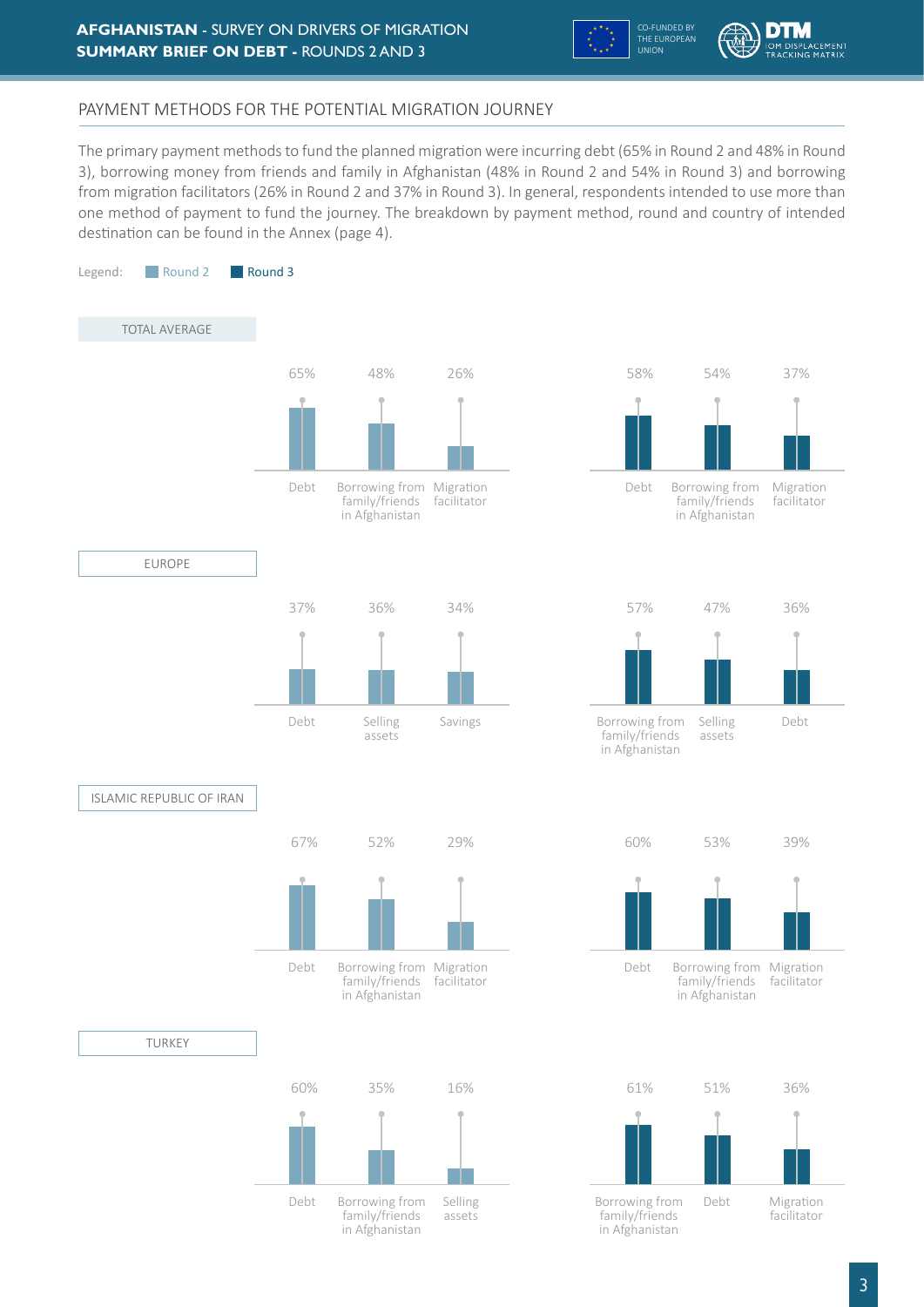## PAYMENT METHODS FOR THE POTENTIAL MIGRATION JOURNEY

The primary payment methods to fund the planned migration were incurring debt (65% in Round 2 and 48% in Round 3), borrowing money from friends and family in Afghanistan (48% in Round 2 and 54% in Round 3) and borrowing from migration facilitators (26% in Round 2 and 37% in Round 3). In general, respondents intended to use more than one method of payment to fund the journey. The breakdown by payment method, round and country of intended destination can be found in the Annex (page 4).

Legend: Round 2 | Round 3

### TOTAL AVERAGE

| Round 2 | | Round 3 | |
|---|---|---|---|
| Debt | 65% | Debt | 58% |
| Borrowing from family/friends in Afghanistan | 48% | Borrowing from family/friends in Afghanistan | 54% |
| Migration facilitator | 26% | Migration facilitator | 37% |

### EUROPE

| Round 2 | | Round 3 | |
|---|---|---|---|
| Debt | 37% | Borrowing from family/friends in Afghanistan | 57% |
| Selling assets | 36% | Selling assets | 47% |
| Savings | 34% | Debt | 36% |

### ISLAMIC REPUBLIC OF IRAN

| Round 2 | | Round 3 | |
|---|---|---|---|
| Debt | 67% | Debt | 60% |
| Borrowing from family/friends in Afghanistan | 52% | Borrowing from family/friends in Afghanistan | 53% |
| Migration facilitator | 29% | Migration facilitator | 39% |

### TURKEY

| Round 2 | | Round 3 | |
|---|---|---|---|
| Debt | 60% | Borrowing from family/friends in Afghanistan | 61% |
| Borrowing from family/friends in Afghanistan | 35% | Debt | 51% |
| Selling assets | 16% | Migration facilitator | 36% |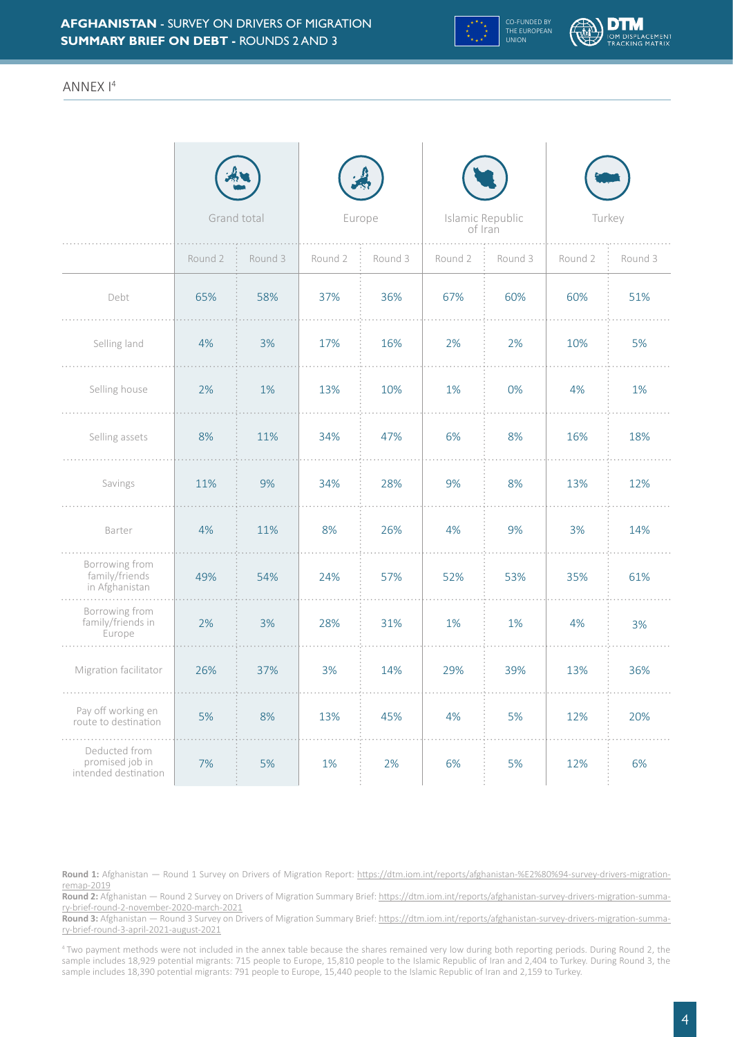## ANNEX I[4]

| | Grand total | | Europe | | Islamic Republic of Iran | | Turkey | |
|---|---|---|---|---|---|---|---|---|
| | Round 2 | Round 3 | Round 2 | Round 3 | Round 2 | Round 3 | Round 2 | Round 3 |
| Debt | 65% | 58% | 37% | 36% | 67% | 60% | 60% | 51% |
| Selling land | 4% | 3% | 17% | 16% | 2% | 2% | 10% | 5% |
| Selling house | 2% | 1% | 13% | 10% | 1% | 0% | 4% | 1% |
| Selling assets | 8% | 11% | 34% | 47% | 6% | 8% | 16% | 18% |
| Savings | 11% | 9% | 34% | 28% | 9% | 8% | 13% | 12% |
| Barter | 4% | 11% | 8% | 26% | 4% | 9% | 3% | 14% |
| Borrowing from family/friends in Afghanistan | 49% | 54% | 24% | 57% | 52% | 53% | 35% | 61% |
| Borrowing from family/friends in Europe | 2% | 3% | 28% | 31% | 1% | 1% | 4% | 3% |
| Migration facilitator | 26% | 37% | 3% | 14% | 29% | 39% | 13% | 36% |
| Pay off working en route to destination | 5% | 8% | 13% | 45% | 4% | 5% | 12% | 20% |
| Deducted from promised job in intended destination | 7% | 5% | 1% | 2% | 6% | 5% | 12% | 6% |

**Round 1:** Afghanistan — Round 1 Survey on Drivers of Migration Report: https://dtm.iom.int/reports/afghanistan-%E2%80%94-survey-drivers-migration-remap-2019

**Round 2:** Afghanistan — Round 2 Survey on Drivers of Migration Summary Brief: https://dtm.iom.int/reports/afghanistan-survey-drivers-migration-summary-brief-round-2-november-2020-march-2021

**Round 3:** Afghanistan — Round 3 Survey on Drivers of Migration Summary Brief: https://dtm.iom.int/reports/afghanistan-survey-drivers-migration-summary-brief-round-3-april-2021-august-2021

[4] Two payment methods were not included in the annex table because the shares remained very low during both reporting periods. During Round 2, the sample includes 18,929 potential migrants: 715 people to Europe, 15,810 people to the Islamic Republic of Iran and 2,404 to Turkey. During Round 3, the sample includes 18,390 potential migrants: 791 people to Europe, 15,440 people to the Islamic Republic of Iran and 2,159 to Turkey.